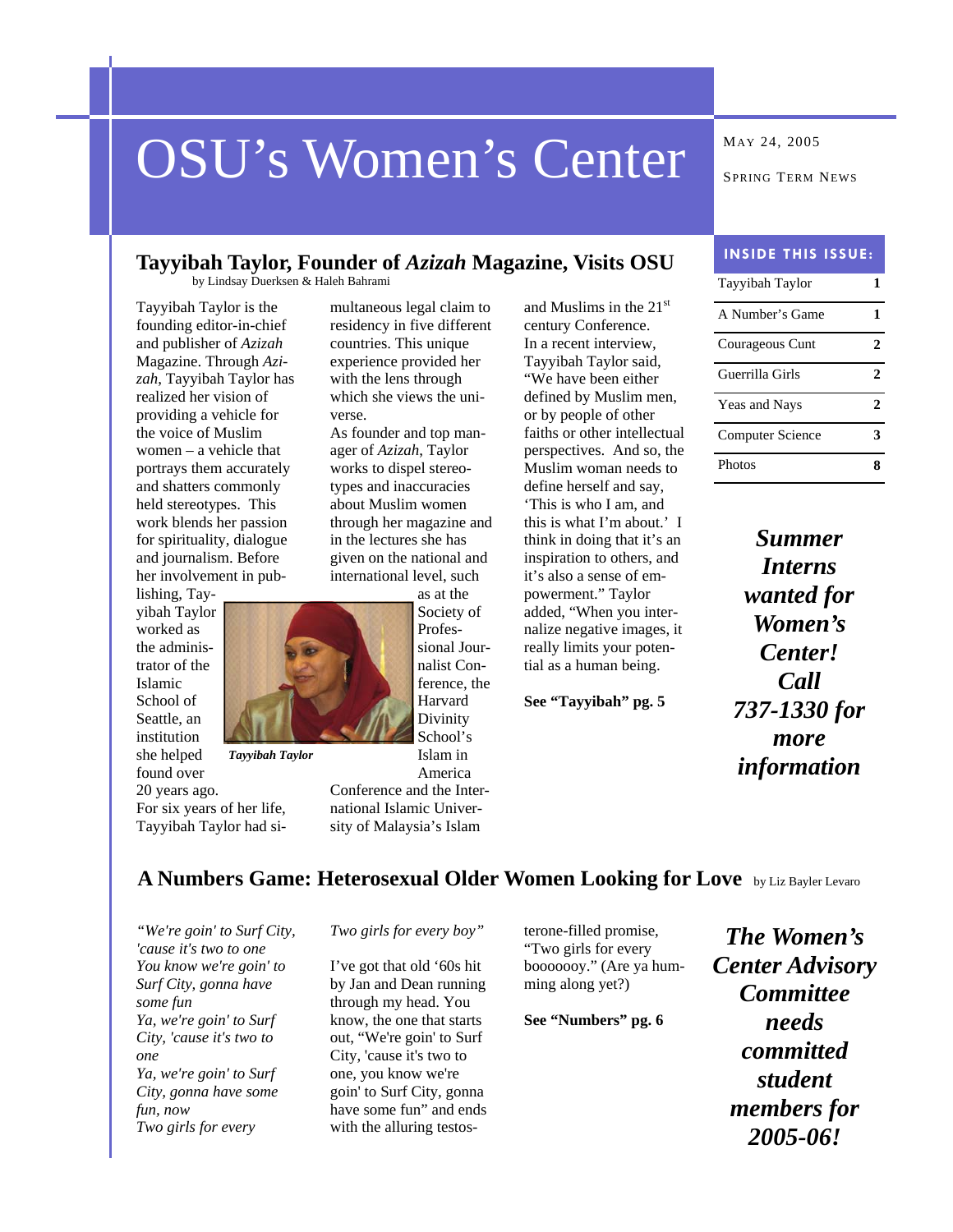# OSU's Women's Center

MAY 24, 2005

SPRING TERM NEWS

## Tayyibah Taylor, Founder of *Azizah* Magazine, Visits OSU

by Lindsay Duerksen & Haleh Bahrami

Tayyibah Taylor is the founding editor-in-chief and publisher of *Azizah* Magazine. Through *Azizah*, Tayyibah Taylor has realized her vision of providing a vehicle for the voice of Muslim women – a vehicle that portrays them accurately and shatters commonly held stereotypes. This work blends her passion for spirituality, dialogue and journalism. Before her involvement in publishing, Tayyibah Taylor worked as the administrator of the Islamic School of Seattle, an institution she helped found over 20 years ago.

*Tayyibah Taylor*

For six years of her life, Tayyibah Taylor had simultaneous legal claim to residency in five different countries. This unique experience provided her with the lens through which she views the universe.

As founder and top manager of *Azizah*, Taylor works to dispel stereotypes and inaccuracies about Muslim women through her magazine and in the lectures she has given on the national and international level, such as at the Society of Professional Journalist Conference, the Harvard Divinity School's Islam in America Conference and the International Islamic University of Malaysia's Islam and Muslims in the 21st century Conference.

In a recent interview, Tayyibah Taylor said, "We have been either defined by Muslim men, or by people of other faiths or other intellectual perspectives. And so, the Muslim woman needs to define herself and say, 'This is who I am, and this is what I'm about.' I think in doing that it's an inspiration to others, and it's also a sense of empowerment." Taylor added, "When you internalize negative images, it really limits your potential as a human being."

**See "Tayyibah" pg. 5**

### INSIDE THIS ISSUE:

| | |
|---|---|
| Tayyibah Taylor | 1 |
| A Number's Game | 1 |
| Courageous Cunt | 2 |
| Guerrilla Girls | 2 |
| Yeas and Nays | 2 |
| Computer Science | 3 |
| Photos | 8 |

***Summer Interns wanted for Women's Center! Call 737-1330 for more information***

## A Numbers Game: Heterosexual Older Women Looking for Love

by Liz Bayler Levaro

*"We're goin' to Surf City, 'cause it's two to one*
*You know we're goin' to Surf City, gonna have some fun*
*Ya, we're goin' to Surf City, 'cause it's two to one*
*Ya, we're goin' to Surf City, gonna have some fun, now*
*Two girls for every boy"*

I've got that old '60s hit by Jan and Dean running through my head. You know, the one that starts out, "We're goin' to Surf City, 'cause it's two to one, you know we're goin' to Surf City, gonna have some fun" and ends with the alluring testosterone-filled promise, "Two girls for every booooooy." (Are ya humming along yet?)

**See "Numbers" pg. 6**

***The Women's Center Advisory Committee needs committed student members for 2005-06!***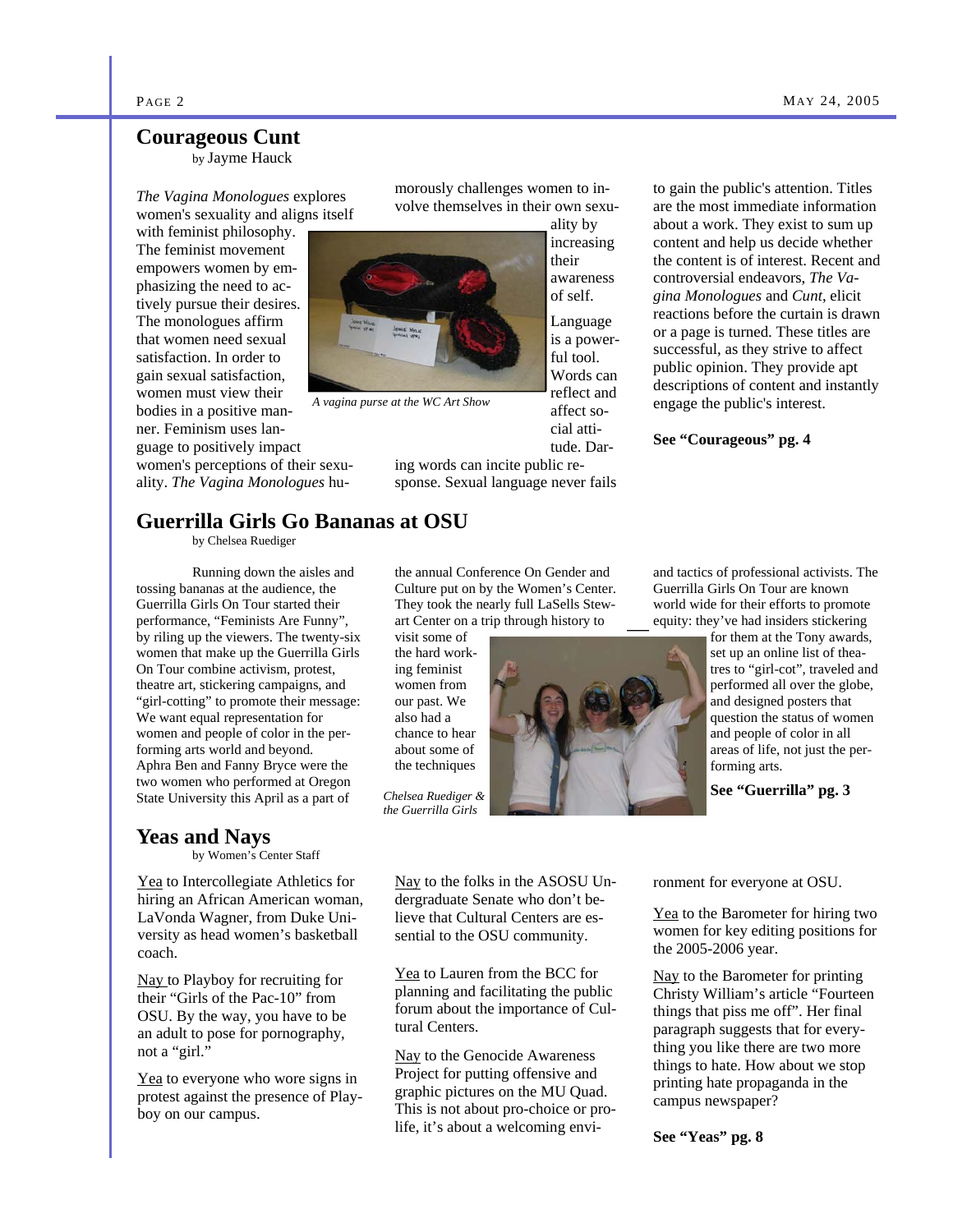## Courageous Cunt

by Jayme Hauck

*The Vagina Monologues* explores women's sexuality and aligns itself with feminist philosophy. The feminist movement empowers women by emphasizing the need to actively pursue their desires. The monologues affirm that women need sexual satisfaction. In order to gain sexual satisfaction, women must view their bodies in a positive manner. Feminism uses language to positively impact women's perceptions of their sexuality. *The Vagina Monologues* humorously challenges women to involve themselves in their own sexuality by increasing their awareness of self.

*A vagina purse at the WC Art Show*

Language is a powerful tool. Words can reflect and affect social attitude. Daring words can incite public response. Sexual language never fails to gain the public's attention. Titles are the most immediate information about a work. They exist to sum up content and help us decide whether the content is of interest. Recent and controversial endeavors, *The Vagina Monologues* and *Cunt*, elicit reactions before the curtain is drawn or a page is turned. These titles are successful, as they strive to affect public opinion. They provide apt descriptions of content and instantly engage the public's interest.

**See "Courageous" pg. 4**

## Guerrilla Girls Go Bananas at OSU

by Chelsea Ruediger

Running down the aisles and tossing bananas at the audience, the Guerrilla Girls On Tour started their performance, "Feminists Are Funny", by riling up the viewers. The twenty-six women that make up the Guerrilla Girls On Tour combine activism, protest, theatre art, stickering campaigns, and "girl-cotting" to promote their message: We want equal representation for women and people of color in the performing arts world and beyond. Aphra Ben and Fanny Bryce were the two women who performed at Oregon State University this April as a part of the annual Conference On Gender and Culture put on by the Women's Center. They took the nearly full LaSells Stewart Center on a trip through history to visit some of the hard working feminist women from our past. We also had a chance to hear about some of the techniques and tactics of professional activists. The Guerrilla Girls On Tour are known world wide for their efforts to promote equity: they've had insiders stickering for them at the Tony awards, set up an online list of theatres to "girl-cot", traveled and performed all over the globe, and designed posters that question the status of women and people of color in all areas of life, not just the performing arts.

*Chelsea Ruediger & the Guerrilla Girls*

**See "Guerrilla" pg. 3**

## Yeas and Nays

by Women's Center Staff

Yea to Intercollegiate Athletics for hiring an African American woman, LaVonda Wagner, from Duke University as head women's basketball coach.

Nay to Playboy for recruiting for their "Girls of the Pac-10" from OSU. By the way, you have to be an adult to pose for pornography, not a "girl."

Yea to everyone who wore signs in protest against the presence of Playboy on our campus.

Nay to the folks in the ASOSU Undergraduate Senate who don't believe that Cultural Centers are essential to the OSU community.

Yea to Lauren from the BCC for planning and facilitating the public forum about the importance of Cultural Centers.

Nay to the Genocide Awareness Project for putting offensive and graphic pictures on the MU Quad. This is not about pro-choice or pro-life, it's about a welcoming environment for everyone at OSU.

Yea to the Barometer for hiring two women for key editing positions for the 2005-2006 year.

Nay to the Barometer for printing Christy William's article "Fourteen things that piss me off". Her final paragraph suggests that for everything you like there are two more things to hate. How about we stop printing hate propaganda in the campus newspaper?

**See "Yeas" pg. 8**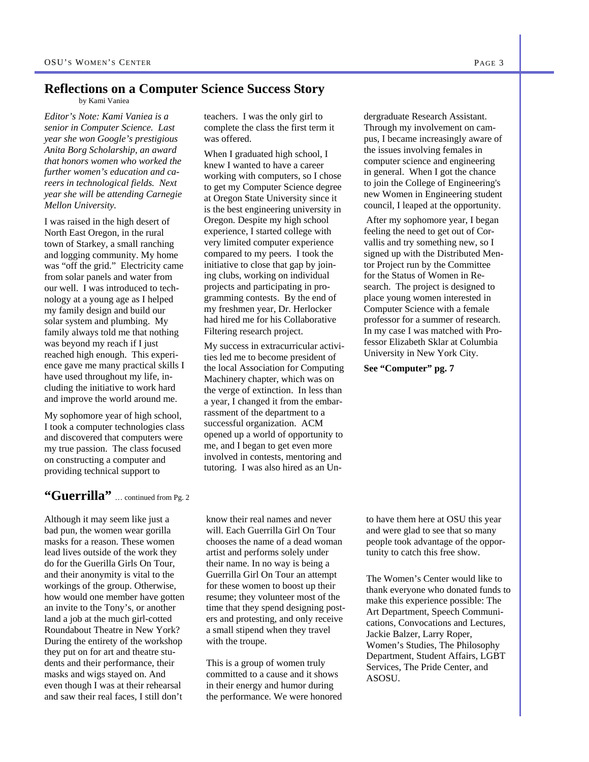## Reflections on a Computer Science Success Story

by Kami Vaniea

*Editor's Note: Kami Vaniea is a senior in Computer Science. Last year she won Google's prestigious Anita Borg Scholarship, an award that honors women who worked the further women's education and careers in technological fields. Next year she will be attending Carnegie Mellon University.*

I was raised in the high desert of North East Oregon, in the rural town of Starkey, a small ranching and logging community. My home was "off the grid." Electricity came from solar panels and water from our well. I was introduced to technology at a young age as I helped my family design and build our solar system and plumbing. My family always told me that nothing was beyond my reach if I just reached high enough. This experience gave me many practical skills I have used throughout my life, including the initiative to work hard and improve the world around me.

My sophomore year of high school, I took a computer technologies class and discovered that computers were my true passion. The class focused on constructing a computer and providing technical support to teachers. I was the only girl to complete the class the first term it was offered.

When I graduated high school, I knew I wanted to have a career working with computers, so I chose to get my Computer Science degree at Oregon State University since it is the best engineering university in Oregon. Despite my high school experience, I started college with very limited computer experience compared to my peers. I took the initiative to close that gap by joining clubs, working on individual projects and participating in programming contests. By the end of my freshmen year, Dr. Herlocker had hired me for his Collaborative Filtering research project.

My success in extracurricular activities led me to become president of the local Association for Computing Machinery chapter, which was on the verge of extinction. In less than a year, I changed it from the embarrassment of the department to a successful organization. ACM opened up a world of opportunity to me, and I began to get even more involved in contests, mentoring and tutoring. I was also hired as an Undergraduate Research Assistant. Through my involvement on campus, I became increasingly aware of the issues involving females in computer science and engineering in general. When I got the chance to join the College of Engineering's new Women in Engineering student council, I leaped at the opportunity.

After my sophomore year, I began feeling the need to get out of Corvallis and try something new, so I signed up with the Distributed Mentor Project run by the Committee for the Status of Women in Research. The project is designed to place young women interested in Computer Science with a female professor for a summer of research. In my case I was matched with Professor Elizabeth Sklar at Columbia University in New York City.

**See "Computer" pg. 7**

## "Guerrilla" … continued from Pg. 2

Although it may seem like just a bad pun, the women wear gorilla masks for a reason. These women lead lives outside of the work they do for the Guerilla Girls On Tour, and their anonymity is vital to the workings of the group. Otherwise, how would one member have gotten an invite to the Tony's, or another land a job at the much girl-cotted Roundabout Theatre in New York? During the entirety of the workshop they put on for art and theatre students and their performance, their masks and wigs stayed on. And even though I was at their rehearsal and saw their real faces, I still don't know their real names and never will. Each Guerrilla Girl On Tour chooses the name of a dead woman artist and performs solely under their name. In no way is being a Guerrilla Girl On Tour an attempt for these women to boost up their resume; they volunteer most of the time that they spend designing posters and protesting, and only receive a small stipend when they travel with the troupe.

This is a group of women truly committed to a cause and it shows in their energy and humor during the performance. We were honored to have them here at OSU this year and were glad to see that so many people took advantage of the opportunity to catch this free show.

The Women's Center would like to thank everyone who donated funds to make this experience possible: The Art Department, Speech Communications, Convocations and Lectures, Jackie Balzer, Larry Roper, Women's Studies, The Philosophy Department, Student Affairs, LGBT Services, The Pride Center, and ASOSU.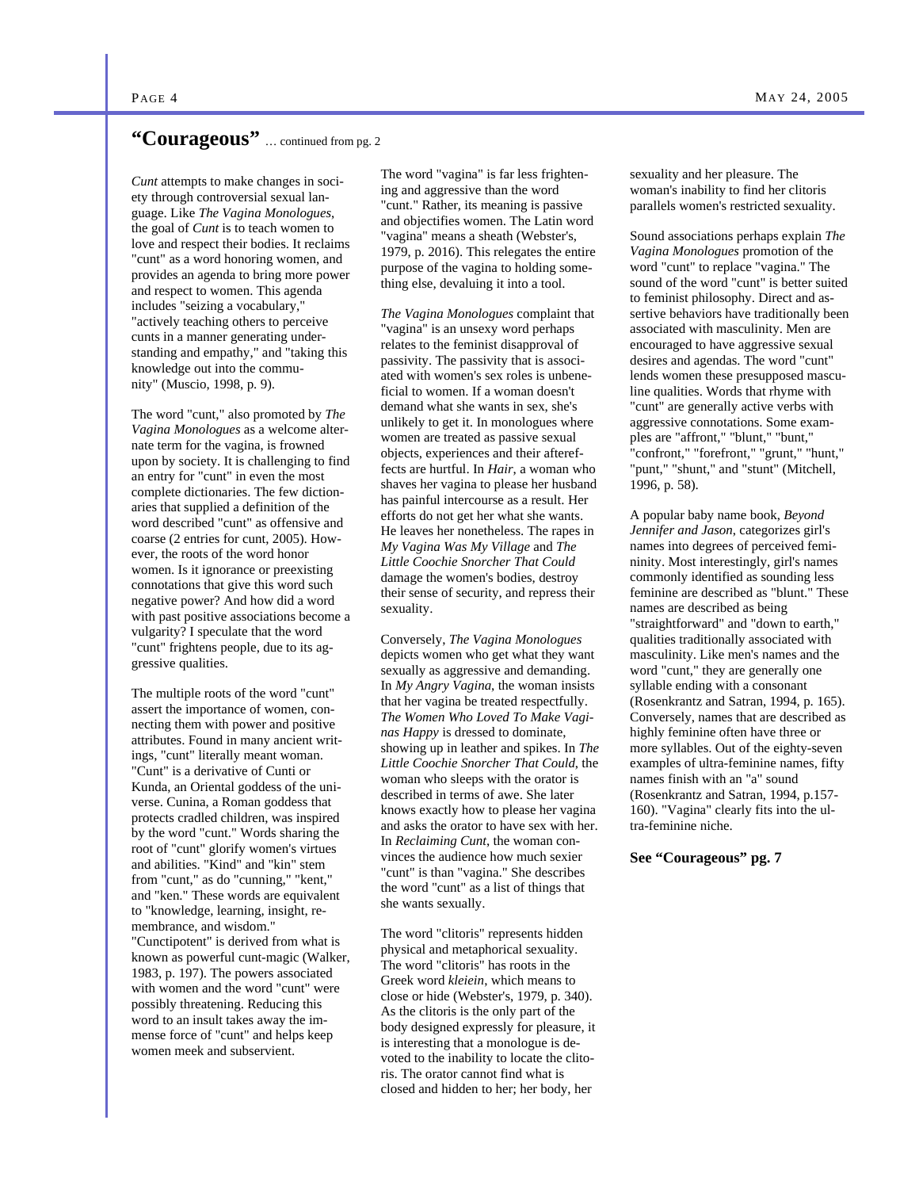## "Courageous" … continued from pg. 2

*Cunt* attempts to make changes in society through controversial sexual language. Like *The Vagina Monologues*, the goal of *Cunt* is to teach women to love and respect their bodies. It reclaims "cunt" as a word honoring women, and provides an agenda to bring more power and respect to women. This agenda includes "seizing a vocabulary," "actively teaching others to perceive cunts in a manner generating understanding and empathy," and "taking this knowledge out into the community" (Muscio, 1998, p. 9).

The word "cunt," also promoted by *The Vagina Monologues* as a welcome alternate term for the vagina, is frowned upon by society. It is challenging to find an entry for "cunt" in even the most complete dictionaries. The few dictionaries that supplied a definition of the word described "cunt" as offensive and coarse (2 entries for cunt, 2005). However, the roots of the word honor women. Is it ignorance or preexisting connotations that give this word such negative power? And how did a word with past positive associations become a vulgarity? I speculate that the word "cunt" frightens people, due to its aggressive qualities.

The multiple roots of the word "cunt" assert the importance of women, connecting them with power and positive attributes. Found in many ancient writings, "cunt" literally meant woman. "Cunt" is a derivative of Cunti or Kunda, an Oriental goddess of the universe. Cunina, a Roman goddess that protects cradled children, was inspired by the word "cunt." Words sharing the root of "cunt" glorify women's virtues and abilities. "Kind" and "kin" stem from "cunt," as do "cunning," "kent," and "ken." These words are equivalent to "knowledge, learning, insight, remembrance, and wisdom." "Cunctipotent" is derived from what is known as powerful cunt-magic (Walker, 1983, p. 197). The powers associated with women and the word "cunt" were possibly threatening. Reducing this word to an insult takes away the immense force of "cunt" and helps keep women meek and subservient.

The word "vagina" is far less frightening and aggressive than the word "cunt." Rather, its meaning is passive and objectifies women. The Latin word "vagina" means a sheath (Webster's, 1979, p. 2016). This relegates the entire purpose of the vagina to holding something else, devaluing it into a tool.

*The Vagina Monologues* complaint that "vagina" is an unsexy word perhaps relates to the feminist disapproval of passivity. The passivity that is associated with women's sex roles is unbeneficial to women. If a woman doesn't demand what she wants in sex, she's unlikely to get it. In monologues where women are treated as passive sexual objects, experiences and their aftereffects are hurtful. In *Hair*, a woman who shaves her vagina to please her husband has painful intercourse as a result. Her efforts do not get her what she wants. He leaves her nonetheless. The rapes in *My Vagina Was My Village* and *The Little Coochie Snorcher That Could* damage the women's bodies, destroy their sense of security, and repress their sexuality.

Conversely, *The Vagina Monologues* depicts women who get what they want sexually as aggressive and demanding. In *My Angry Vagina*, the woman insists that her vagina be treated respectfully. *The Women Who Loved To Make Vaginas Happy* is dressed to dominate, showing up in leather and spikes. In *The Little Coochie Snorcher That Could*, the woman who sleeps with the orator is described in terms of awe. She later knows exactly how to please her vagina and asks the orator to have sex with her. In *Reclaiming Cunt*, the woman convinces the audience how much sexier "cunt" is than "vagina." She describes the word "cunt" as a list of things that she wants sexually.

The word "clitoris" represents hidden physical and metaphorical sexuality. The word "clitoris" has roots in the Greek word *kleiein*, which means to close or hide (Webster's, 1979, p. 340). As the clitoris is the only part of the body designed expressly for pleasure, it is interesting that a monologue is devoted to the inability to locate the clitoris. The orator cannot find what is closed and hidden to her; her body, her sexuality and her pleasure. The woman's inability to find her clitoris parallels women's restricted sexuality.

Sound associations perhaps explain *The Vagina Monologues* promotion of the word "cunt" to replace "vagina." The sound of the word "cunt" is better suited to feminist philosophy. Direct and assertive behaviors have traditionally been associated with masculinity. Men are encouraged to have aggressive sexual desires and agendas. The word "cunt" lends women these presupposed masculine qualities. Words that rhyme with "cunt" are generally active verbs with aggressive connotations. Some examples are "affront," "blunt," "bunt," "confront," "forefront," "grunt," "hunt," "punt," "shunt," and "stunt" (Mitchell, 1996, p. 58).

A popular baby name book, *Beyond Jennifer and Jason*, categorizes girl's names into degrees of perceived femininity. Most interestingly, girl's names commonly identified as sounding less feminine are described as "blunt." These names are described as being "straightforward" and "down to earth," qualities traditionally associated with masculinity. Like men's names and the word "cunt," they are generally one syllable ending with a consonant (Rosenkrantz and Satran, 1994, p. 165). Conversely, names that are described as highly feminine often have three or more syllables. Out of the eighty-seven examples of ultra-feminine names, fifty names finish with an "a" sound (Rosenkrantz and Satran, 1994, p.157-160). "Vagina" clearly fits into the ultra-feminine niche.

**See "Courageous" pg. 7**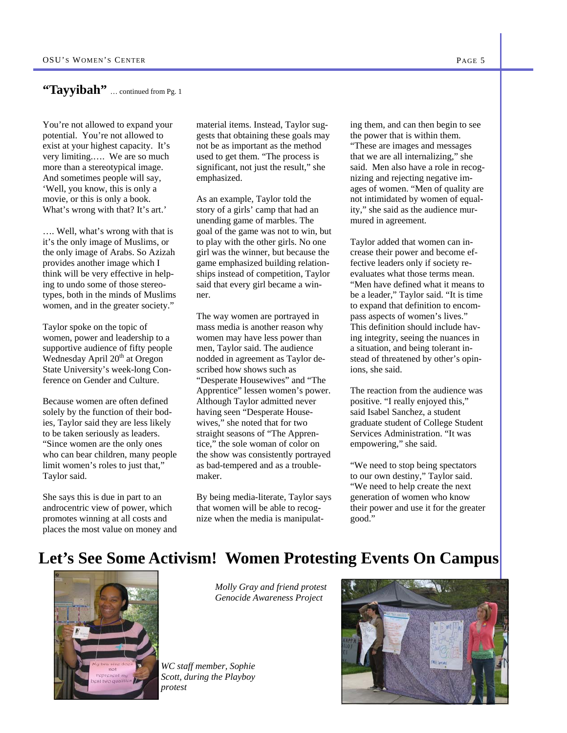## "Tayyibah" … continued from Pg. 1

You're not allowed to expand your potential. You're not allowed to exist at your highest capacity. It's very limiting.…. We are so much more than a stereotypical image. And sometimes people will say, 'Well, you know, this is only a movie, or this is only a book. What's wrong with that? It's art.'

…. Well, what's wrong with that is it's the only image of Muslims, or the only image of Arabs. So Azizah provides another image which I think will be very effective in helping to undo some of those stereotypes, both in the minds of Muslims women, and in the greater society."

Taylor spoke on the topic of women, power and leadership to a supportive audience of fifty people Wednesday April 20th at Oregon State University's week-long Conference on Gender and Culture.

Because women are often defined solely by the function of their bodies, Taylor said they are less likely to be taken seriously as leaders. "Since women are the only ones who can bear children, many people limit women's roles to just that," Taylor said.

She says this is due in part to an androcentric view of power, which promotes winning at all costs and places the most value on money and material items. Instead, Taylor suggests that obtaining these goals may not be as important as the method used to get them. "The process is significant, not just the result," she emphasized.

As an example, Taylor told the story of a girls' camp that had an unending game of marbles. The goal of the game was not to win, but to play with the other girls. No one girl was the winner, but because the game emphasized building relationships instead of competition, Taylor said that every girl became a winner.

The way women are portrayed in mass media is another reason why women may have less power than men, Taylor said. The audience nodded in agreement as Taylor described how shows such as "Desperate Housewives" and "The Apprentice" lessen women's power. Although Taylor admitted never having seen "Desperate Housewives," she noted that for two straight seasons of "The Apprentice," the sole woman of color on the show was consistently portrayed as bad-tempered and as a troublemaker.

By being media-literate, Taylor says that women will be able to recognize when the media is manipulating them, and can then begin to see the power that is within them. "These are images and messages that we are all internalizing," she said. Men also have a role in recognizing and rejecting negative images of women. "Men of quality are not intimidated by women of equality," she said as the audience murmured in agreement.

Taylor added that women can increase their power and become effective leaders only if society reevaluates what those terms mean. "Men have defined what it means to be a leader," Taylor said. "It is time to expand that definition to encompass aspects of women's lives." This definition should include having integrity, seeing the nuances in a situation, and being tolerant instead of threatened by other's opinions, she said.

The reaction from the audience was positive. "I really enjoyed this," said Isabel Sanchez, a student graduate student of College Student Services Administration. "It was empowering," she said.

"We need to stop being spectators to our own destiny," Taylor said. "We need to help create the next generation of women who know their power and use it for the greater good."

# Let's See Some Activism! Women Protesting Events On Campus

*WC staff member, Sophie Scott, during the Playboy protest*

*Molly Gray and friend protest Genocide Awareness Project*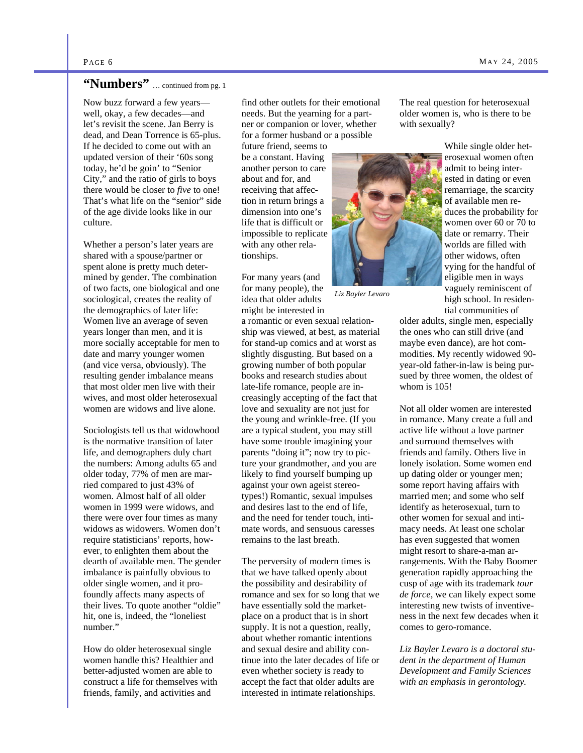## "Numbers" … continued from pg. 1

Now buzz forward a few years—well, okay, a few decades—and let's revisit the scene. Jan Berry is dead, and Dean Torrence is 65-plus. If he decided to come out with an updated version of their '60s song today, he'd be goin' to "Senior City," and the ratio of girls to boys there would be closer to *five* to one! That's what life on the "senior" side of the age divide looks like in our culture.

Whether a person's later years are shared with a spouse/partner or spent alone is pretty much determined by gender. The combination of two facts, one biological and one sociological, creates the reality of the demographics of later life: Women live an average of seven years longer than men, and it is more socially acceptable for men to date and marry younger women (and vice versa, obviously). The resulting gender imbalance means that most older men live with their wives, and most older heterosexual women are widows and live alone.

Sociologists tell us that widowhood is the normative transition of later life, and demographers duly chart the numbers: Among adults 65 and older today, 77% of men are married compared to just 43% of women. Almost half of all older women in 1999 were widows, and there were over four times as many widows as widowers. Women don't require statisticians' reports, however, to enlighten them about the dearth of available men. The gender imbalance is painfully obvious to older single women, and it profoundly affects many aspects of their lives. To quote another "oldie" hit, one is, indeed, the "loneliest number."

How do older heterosexual single women handle this? Healthier and better-adjusted women are able to construct a life for themselves with friends, family, and activities and find other outlets for their emotional needs. But the yearning for a partner or companion or lover, whether for a former husband or a possible future friend, seems to be a constant. Having another person to care about and for, and receiving that affection in return brings a dimension into one's life that is difficult or impossible to replicate with any other relationships.

*Liz Bayler Levaro*

For many years (and for many people), the idea that older adults might be interested in a romantic or even sexual relationship was viewed, at best, as material for stand-up comics and at worst as slightly disgusting. But based on a growing number of both popular books and research studies about late-life romance, people are increasingly accepting of the fact that love and sexuality are not just for the young and wrinkle-free. (If you are a typical student, you may still have some trouble imagining your parents "doing it"; now try to picture your grandmother, and you are likely to find yourself bumping up against your own ageist stereotypes!) Romantic, sexual impulses and desires last to the end of life, and the need for tender touch, intimate words, and sensuous caresses remains to the last breath.

The perversity of modern times is that we have talked openly about the possibility and desirability of romance and sex for so long that we have essentially sold the marketplace on a product that is in short supply. It is not a question, really, about whether romantic intentions and sexual desire and ability continue into the later decades of life or even whether society is ready to accept the fact that older adults are interested in intimate relationships. The real question for heterosexual older women is, who is there to be with sexually?

While single older heterosexual women often admit to being interested in dating or even remarriage, the scarcity of available men reduces the probability for women over 60 or 70 to date or remarry. Their worlds are filled with other widows, often vying for the handful of eligible men in ways vaguely reminiscent of high school. In residential communities of older adults, single men, especially the ones who can still drive (and maybe even dance), are hot commodities. My recently widowed 90-year-old father-in-law is being pursued by three women, the oldest of whom is 105!

Not all older women are interested in romance. Many create a full and active life without a love partner and surround themselves with friends and family. Others live in lonely isolation. Some women end up dating older or younger men; some report having affairs with married men; and some who self identify as heterosexual, turn to other women for sexual and intimacy needs. At least one scholar has even suggested that women might resort to share-a-man arrangements. With the Baby Boomer generation rapidly approaching the cusp of age with its trademark *tour de force*, we can likely expect some interesting new twists of inventiveness in the next few decades when it comes to gero-romance.

*Liz Bayler Levaro is a doctoral student in the department of Human Development and Family Sciences with an emphasis in gerontology.*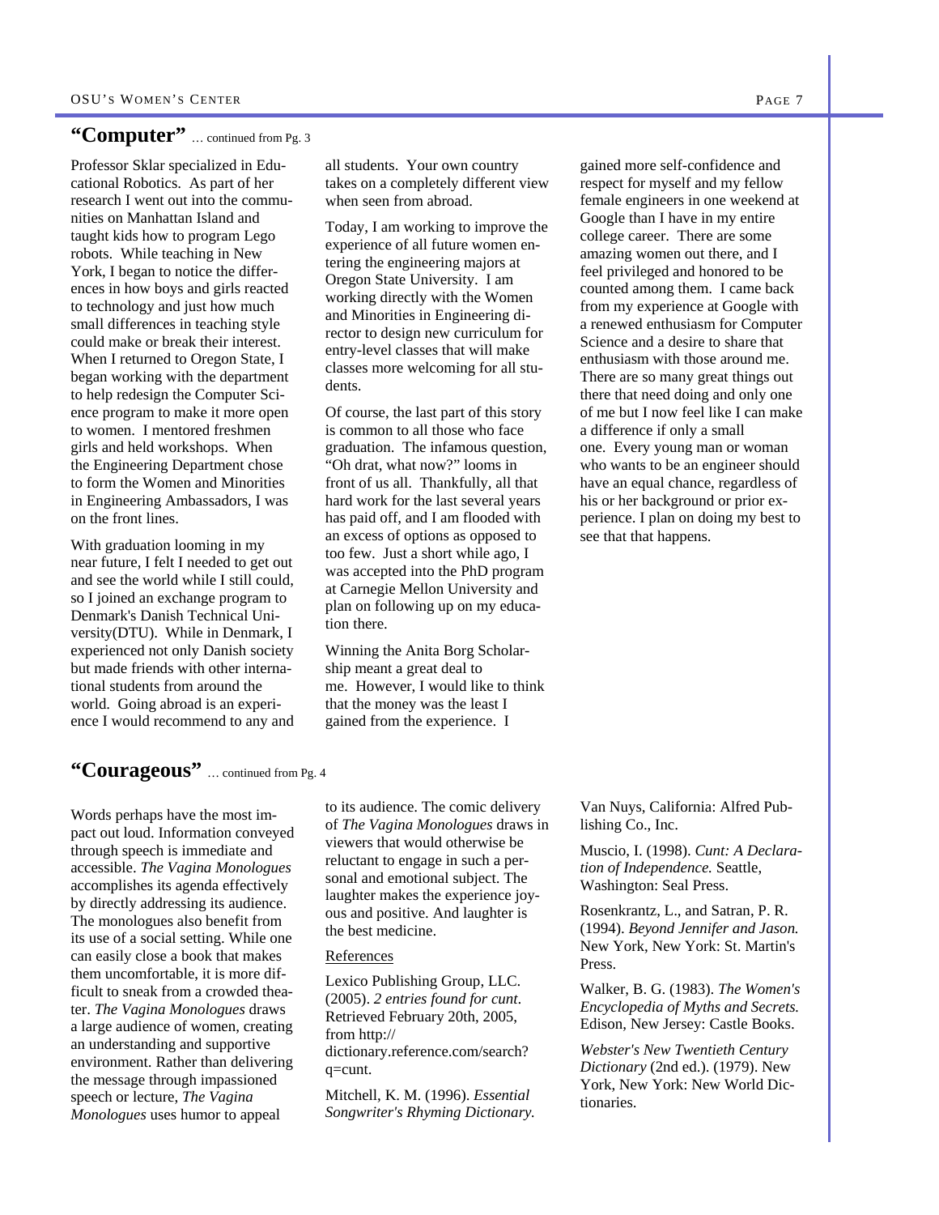## "Computer" … continued from Pg. 3

Professor Sklar specialized in Educational Robotics. As part of her research I went out into the communities on Manhattan Island and taught kids how to program Lego robots. While teaching in New York, I began to notice the differences in how boys and girls reacted to technology and just how much small differences in teaching style could make or break their interest. When I returned to Oregon State, I began working with the department to help redesign the Computer Science program to make it more open to women. I mentored freshmen girls and held workshops. When the Engineering Department chose to form the Women and Minorities in Engineering Ambassadors, I was on the front lines.

With graduation looming in my near future, I felt I needed to get out and see the world while I still could, so I joined an exchange program to Denmark's Danish Technical University(DTU). While in Denmark, I experienced not only Danish society but made friends with other international students from around the world. Going abroad is an experience I would recommend to any and all students. Your own country takes on a completely different view when seen from abroad.

Today, I am working to improve the experience of all future women entering the engineering majors at Oregon State University. I am working directly with the Women and Minorities in Engineering director to design new curriculum for entry-level classes that will make classes more welcoming for all students.

Of course, the last part of this story is common to all those who face graduation. The infamous question, "Oh drat, what now?" looms in front of us all. Thankfully, all that hard work for the last several years has paid off, and I am flooded with an excess of options as opposed to too few. Just a short while ago, I was accepted into the PhD program at Carnegie Mellon University and plan on following up on my education there.

Winning the Anita Borg Scholarship meant a great deal to me. However, I would like to think that the money was the least I gained from the experience. I gained more self-confidence and respect for myself and my fellow female engineers in one weekend at Google than I have in my entire college career. There are some amazing women out there, and I feel privileged and honored to be counted among them. I came back from my experience at Google with a renewed enthusiasm for Computer Science and a desire to share that enthusiasm with those around me. There are so many great things out there that need doing and only one of me but I now feel like I can make a difference if only a small one. Every young man or woman who wants to be an engineer should have an equal chance, regardless of his or her background or prior experience. I plan on doing my best to see that that happens.

## "Courageous" … continued from Pg. 4

Words perhaps have the most impact out loud. Information conveyed through speech is immediate and accessible. *The Vagina Monologues* accomplishes its agenda effectively by directly addressing its audience. The monologues also benefit from its use of a social setting. While one can easily close a book that makes them uncomfortable, it is more difficult to sneak from a crowded theater. *The Vagina Monologues* draws a large audience of women, creating an understanding and supportive environment. Rather than delivering the message through impassioned speech or lecture, *The Vagina Monologues* uses humor to appeal to its audience. The comic delivery of *The Vagina Monologues* draws in viewers that would otherwise be reluctant to engage in such a personal and emotional subject. The laughter makes the experience joyous and positive. And laughter is the best medicine.

References

Lexico Publishing Group, LLC. (2005). *2 entries found for cunt*. Retrieved February 20th, 2005, from http://dictionary.reference.com/search?q=cunt.

Mitchell, K. M. (1996). *Essential Songwriter's Rhyming Dictionary.* Van Nuys, California: Alfred Publishing Co., Inc.

Muscio, I. (1998). *Cunt: A Declaration of Independence.* Seattle, Washington: Seal Press.

Rosenkrantz, L., and Satran, P. R. (1994). *Beyond Jennifer and Jason.* New York, New York: St. Martin's Press.

Walker, B. G. (1983). *The Women's Encyclopedia of Myths and Secrets.* Edison, New Jersey: Castle Books.

*Webster's New Twentieth Century Dictionary* (2nd ed.). (1979). New York, New York: New World Dictionaries.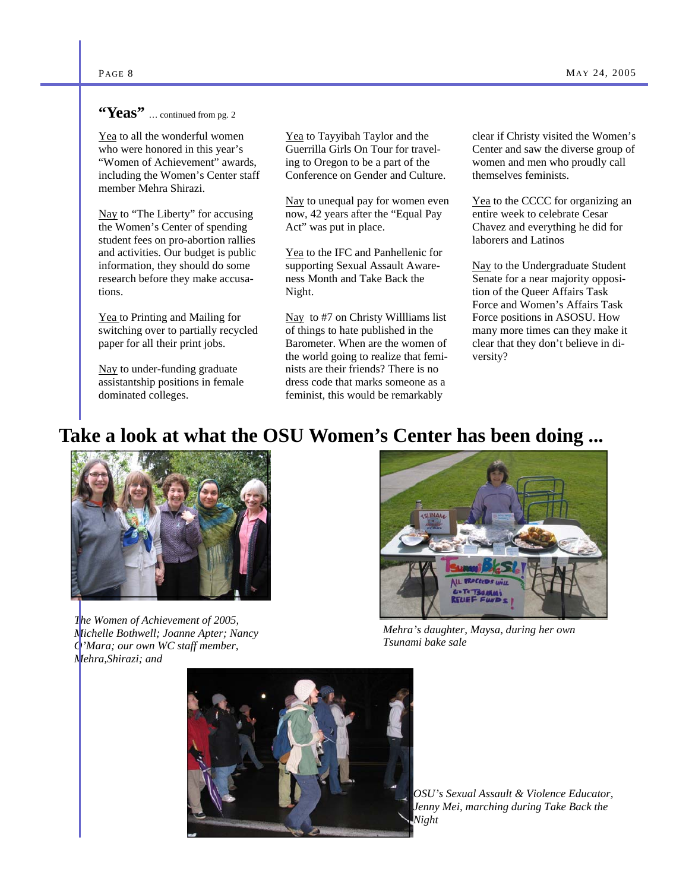## "Yeas" … continued from pg. 2

Yea to all the wonderful women who were honored in this year's "Women of Achievement" awards, including the Women's Center staff member Mehra Shirazi.

Nay to "The Liberty" for accusing the Women's Center of spending student fees on pro-abortion rallies and activities. Our budget is public information, they should do some research before they make accusations.

Yea to Printing and Mailing for switching over to partially recycled paper for all their print jobs.

Nay to under-funding graduate assistantship positions in female dominated colleges.

Yea to Tayyibah Taylor and the Guerrilla Girls On Tour for traveling to Oregon to be a part of the Conference on Gender and Culture.

Nay to unequal pay for women even now, 42 years after the "Equal Pay Act" was put in place.

Yea to the IFC and Panhellenic for supporting Sexual Assault Awareness Month and Take Back the Night.

Nay to #7 on Christy Willliams list of things to hate published in the Barometer. When are the women of the world going to realize that feminists are their friends? There is no dress code that marks someone as a feminist, this would be remarkably clear if Christy visited the Women's Center and saw the diverse group of women and men who proudly call themselves feminists.

Yea to the CCCC for organizing an entire week to celebrate Cesar Chavez and everything he did for laborers and Latinos

Nay to the Undergraduate Student Senate for a near majority opposition of the Queer Affairs Task Force and Women's Affairs Task Force positions in ASOSU. How many more times can they make it clear that they don't believe in diversity?

# Take a look at what the OSU Women's Center has been doing ...

*The Women of Achievement of 2005, Michelle Bothwell; Joanne Apter; Nancy O'Mara; our own WC staff member, Mehra,Shirazi; and*

*Mehra's daughter, Maysa, during her own Tsunami bake sale*

*OSU's Sexual Assault & Violence Educator, Jenny Mei, marching during Take Back the Night*